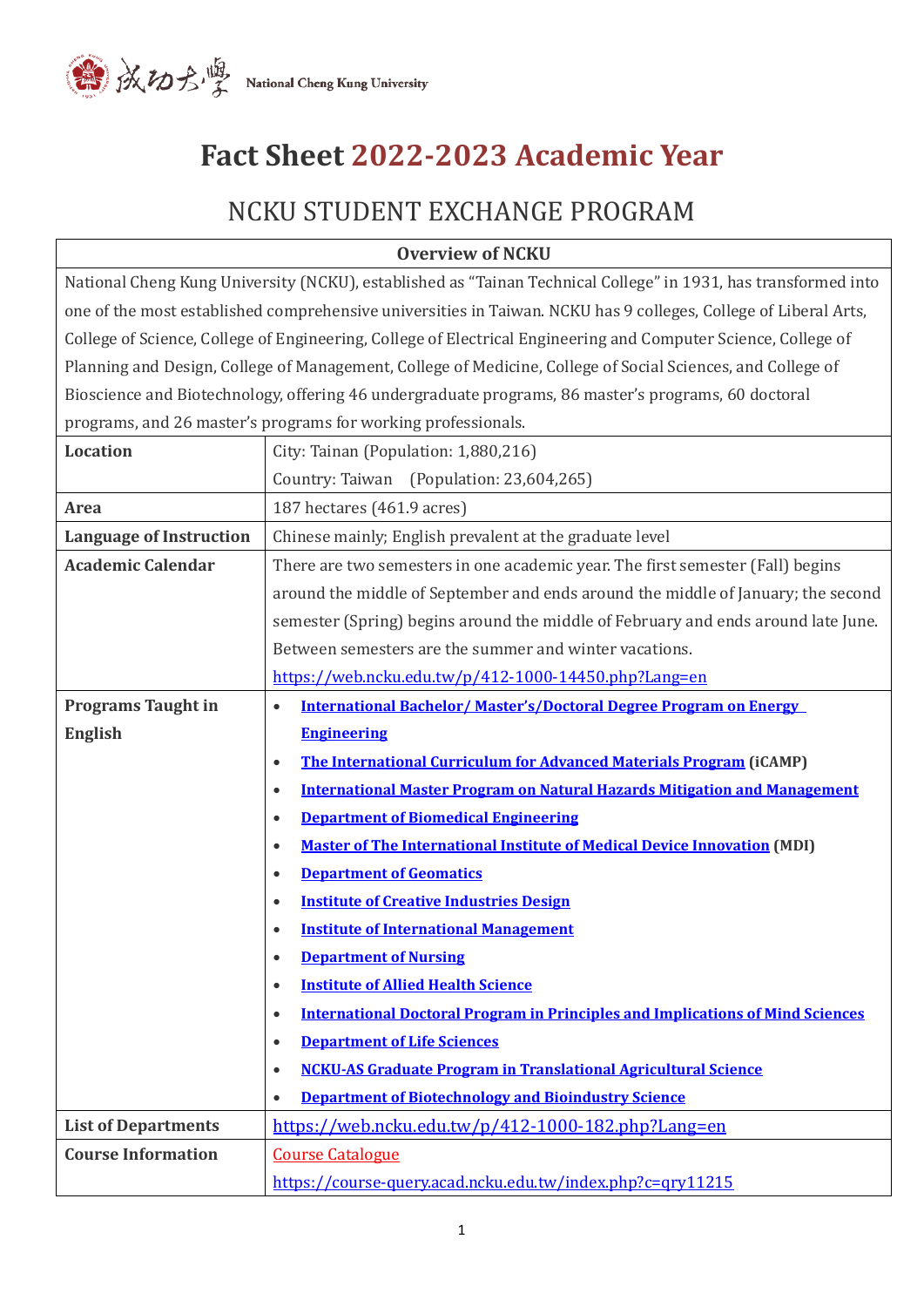# Fact Sheet 2022-2023 Academic Year

## NCKU STUDENT EXCHANGE PROGRAM

| Overview of NCKU | |
|---|---|
| National Cheng Kung University (NCKU), established as "Tainan Technical College" in 1931, has transformed into one of the most established comprehensive universities in Taiwan. NCKU has 9 colleges, College of Liberal Arts, College of Science, College of Engineering, College of Electrical Engineering and Computer Science, College of Planning and Design, College of Management, College of Medicine, College of Social Sciences, and College of Bioscience and Biotechnology, offering 46 undergraduate programs, 86 master's programs, 60 doctoral programs, and 26 master's programs for working professionals. | |
| **Location** | City: Tainan (Population: 1,880,216)<br>Country: Taiwan (Population: 23,604,265) |
| **Area** | 187 hectares (461.9 acres) |
| **Language of Instruction** | Chinese mainly; English prevalent at the graduate level |
| **Academic Calendar** | There are two semesters in one academic year. The first semester (Fall) begins around the middle of September and ends around the middle of January; the second semester (Spring) begins around the middle of February and ends around late June. Between semesters are the summer and winter vacations.<br>https://web.ncku.edu.tw/p/412-1000-14450.php?Lang=en |
| **Programs Taught in English** | • **International Bachelor/ Master's/Doctoral Degree Program on Energy Engineering**<br>• **The International Curriculum for Advanced Materials Program (iCAMP)**<br>• **International Master Program on Natural Hazards Mitigation and Management**<br>• **Department of Biomedical Engineering**<br>• **Master of The International Institute of Medical Device Innovation (MDI)**<br>• **Department of Geomatics**<br>• **Institute of Creative Industries Design**<br>• **Institute of International Management**<br>• **Department of Nursing**<br>• **Institute of Allied Health Science**<br>• **International Doctoral Program in Principles and Implications of Mind Sciences**<br>• **Department of Life Sciences**<br>• **NCKU-AS Graduate Program in Translational Agricultural Science**<br>• **Department of Biotechnology and Bioindustry Science** |
| **List of Departments** | https://web.ncku.edu.tw/p/412-1000-182.php?Lang=en |
| **Course Information** | Course Catalogue<br>https://course-query.acad.ncku.edu.tw/index.php?c=qry11215 |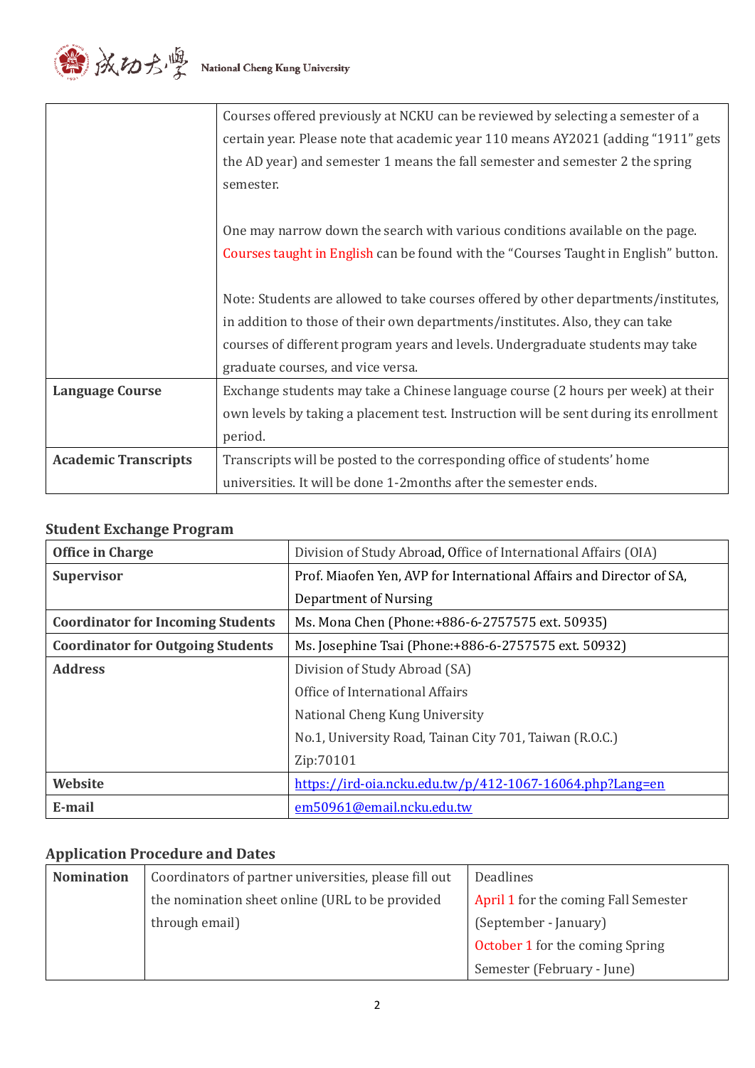| | |
|---|---|
| | Courses offered previously at NCKU can be reviewed by selecting a semester of a certain year. Please note that academic year 110 means AY2021 (adding "1911" gets the AD year) and semester 1 means the fall semester and semester 2 the spring semester.<br><br>One may narrow down the search with various conditions available on the page. Courses taught in English can be found with the "Courses Taught in English" button.<br><br>Note: Students are allowed to take courses offered by other departments/institutes, in addition to those of their own departments/institutes. Also, they can take courses of different program years and levels. Undergraduate students may take graduate courses, and vice versa. |
| **Language Course** | Exchange students may take a Chinese language course (2 hours per week) at their own levels by taking a placement test. Instruction will be sent during its enrollment period. |
| **Academic Transcripts** | Transcripts will be posted to the corresponding office of students' home universities. It will be done 1-2months after the semester ends. |

### Student Exchange Program

| | |
|---|---|
| **Office in Charge** | Division of Study Abroad, Office of International Affairs (OIA) |
| **Supervisor** | Prof. Miaofen Yen, AVP for International Affairs and Director of SA, Department of Nursing |
| **Coordinator for Incoming Students** | Ms. Mona Chen (Phone:+886-6-2757575 ext. 50935) |
| **Coordinator for Outgoing Students** | Ms. Josephine Tsai (Phone:+886-6-2757575 ext. 50932) |
| **Address** | Division of Study Abroad (SA)<br>Office of International Affairs<br>National Cheng Kung University<br>No.1, University Road, Tainan City 701, Taiwan (R.O.C.)<br>Zip:70101 |
| **Website** | https://ird-oia.ncku.edu.tw/p/412-1067-16064.php?Lang=en |
| **E-mail** | em50961@email.ncku.edu.tw |

### Application Procedure and Dates

| | | |
|---|---|---|
| **Nomination** | Coordinators of partner universities, please fill out the nomination sheet online (URL to be provided through email) | Deadlines<br>April 1 for the coming Fall Semester (September - January)<br>October 1 for the coming Spring Semester (February - June) |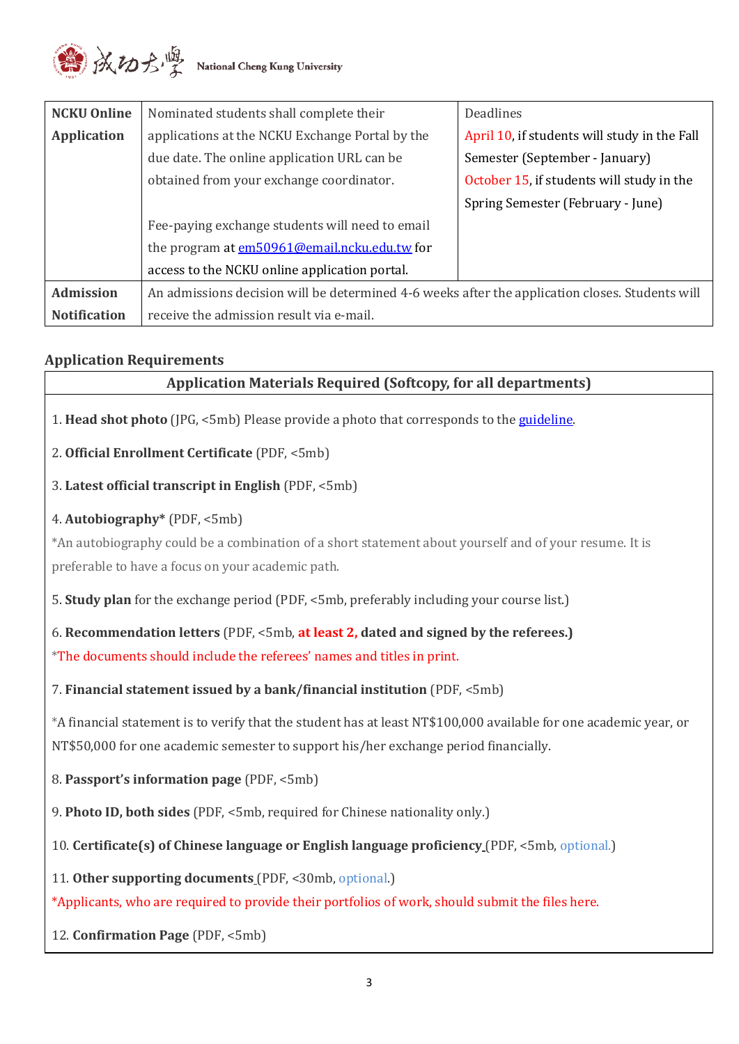| | | |
|---|---|---|
| **NCKU Online Application** | Nominated students shall complete their applications at the NCKU Exchange Portal by the due date. The online application URL can be obtained from your exchange coordinator.<br><br>Fee-paying exchange students will need to email the program at em50961@email.ncku.edu.tw for access to the NCKU online application portal. | Deadlines<br>April 10, if students will study in the Fall Semester (September - January)<br>October 15, if students will study in the Spring Semester (February - June) |
| **Admission Notification** | An admissions decision will be determined 4-6 weeks after the application closes. Students will receive the admission result via e-mail. | |

### Application Requirements

**Application Materials Required (Softcopy, for all departments)**

1. **Head shot photo** (JPG, <5mb) Please provide a photo that corresponds to the guideline.

2. **Official Enrollment Certificate** (PDF, <5mb)

3. **Latest official transcript in English** (PDF, <5mb)

4. **Autobiography*** (PDF, <5mb)
*An autobiography could be a combination of a short statement about yourself and of your resume. It is preferable to have a focus on your academic path.

5. **Study plan** for the exchange period (PDF, <5mb, preferably including your course list.)

6. **Recommendation letters** (PDF, <5mb, **at least 2, dated and signed by the referees.)**
*The documents should include the referees' names and titles in print.

7. **Financial statement issued by a bank/financial institution** (PDF, <5mb)

*A financial statement is to verify that the student has at least NT$100,000 available for one academic year, or NT$50,000 for one academic semester to support his/her exchange period financially.

8. **Passport's information page** (PDF, <5mb)

9. **Photo ID, both sides** (PDF, <5mb, required for Chinese nationality only.)

10. **Certificate(s) of Chinese language or English language proficiency** (PDF, <5mb, optional.)

11. **Other supporting documents** (PDF, <30mb, optional.)
*Applicants, who are required to provide their portfolios of work, should submit the files here.

12. **Confirmation Page** (PDF, <5mb)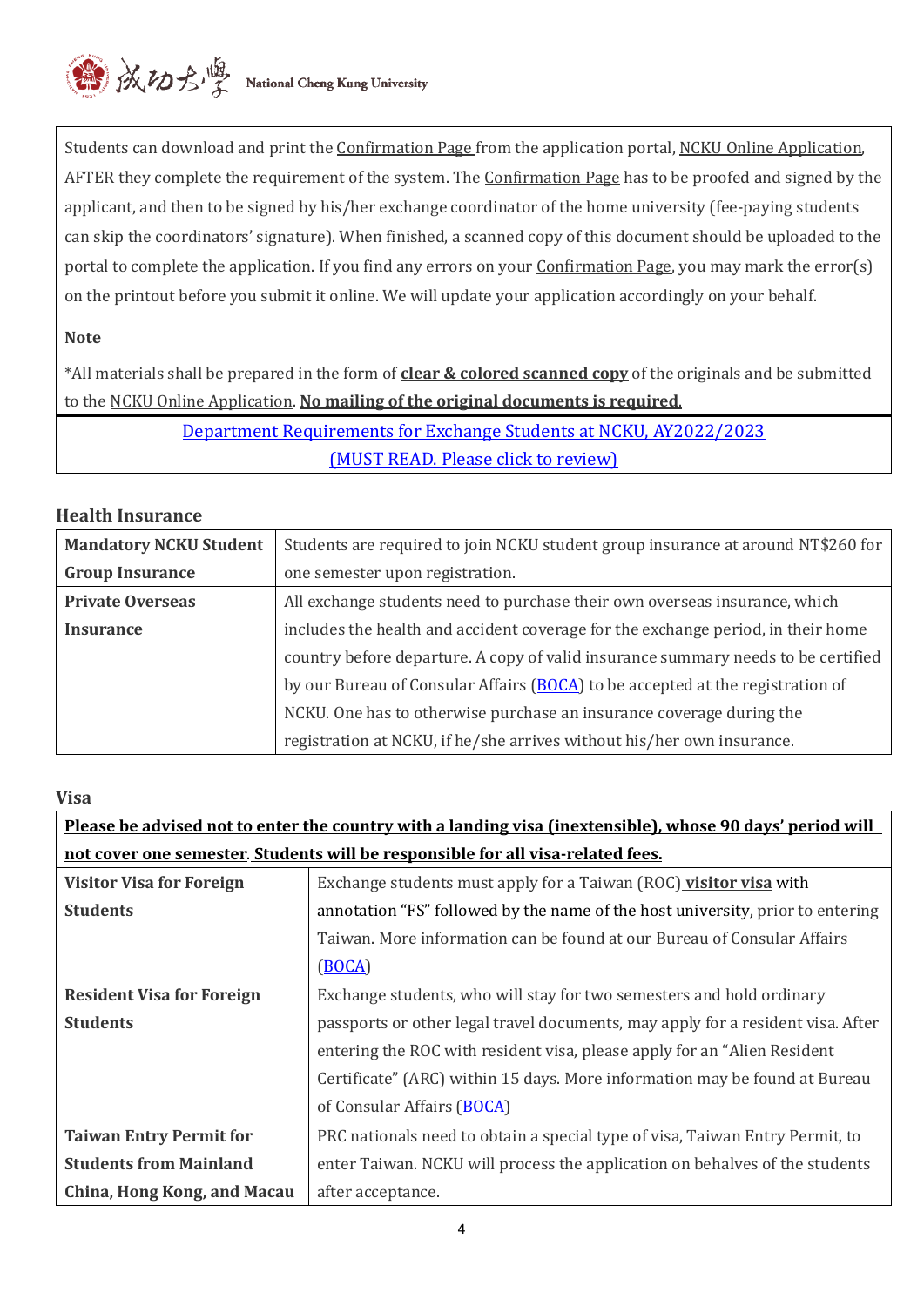Students can download and print the Confirmation Page from the application portal, NCKU Online Application, AFTER they complete the requirement of the system. The Confirmation Page has to be proofed and signed by the applicant, and then to be signed by his/her exchange coordinator of the home university (fee-paying students can skip the coordinators' signature). When finished, a scanned copy of this document should be uploaded to the portal to complete the application. If you find any errors on your Confirmation Page, you may mark the error(s) on the printout before you submit it online. We will update your application accordingly on your behalf.

**Note**

*All materials shall be prepared in the form of **clear & colored scanned copy** of the originals and be submitted to the NCKU Online Application. **No mailing of the original documents is required**.

[Department Requirements for Exchange Students at NCKU, AY2022/2023 (MUST READ. Please click to review)]

## Health Insurance

| | |
|---|---|
| **Mandatory NCKU Student Group Insurance** | Students are required to join NCKU student group insurance at around NT$260 for one semester upon registration. |
| **Private Overseas Insurance** | All exchange students need to purchase their own overseas insurance, which includes the health and accident coverage for the exchange period, in their home country before departure. A copy of valid insurance summary needs to be certified by our Bureau of Consular Affairs (BOCA) to be accepted at the registration of NCKU. One has to otherwise purchase an insurance coverage during the registration at NCKU, if he/she arrives without his/her own insurance. |

## Visa

**Please be advised not to enter the country with a landing visa (inextensible), whose 90 days' period will not cover one semester. Students will be responsible for all visa-related fees.**

| | |
|---|---|
| **Visitor Visa for Foreign Students** | Exchange students must apply for a Taiwan (ROC) **visitor visa** with annotation "FS" followed by the name of the host university, prior to entering Taiwan. More information can be found at our Bureau of Consular Affairs (BOCA) |
| **Resident Visa for Foreign Students** | Exchange students, who will stay for two semesters and hold ordinary passports or other legal travel documents, may apply for a resident visa. After entering the ROC with resident visa, please apply for an "Alien Resident Certificate" (ARC) within 15 days. More information may be found at Bureau of Consular Affairs (BOCA) |
| **Taiwan Entry Permit for Students from Mainland China, Hong Kong, and Macau** | PRC nationals need to obtain a special type of visa, Taiwan Entry Permit, to enter Taiwan. NCKU will process the application on behalves of the students after acceptance. |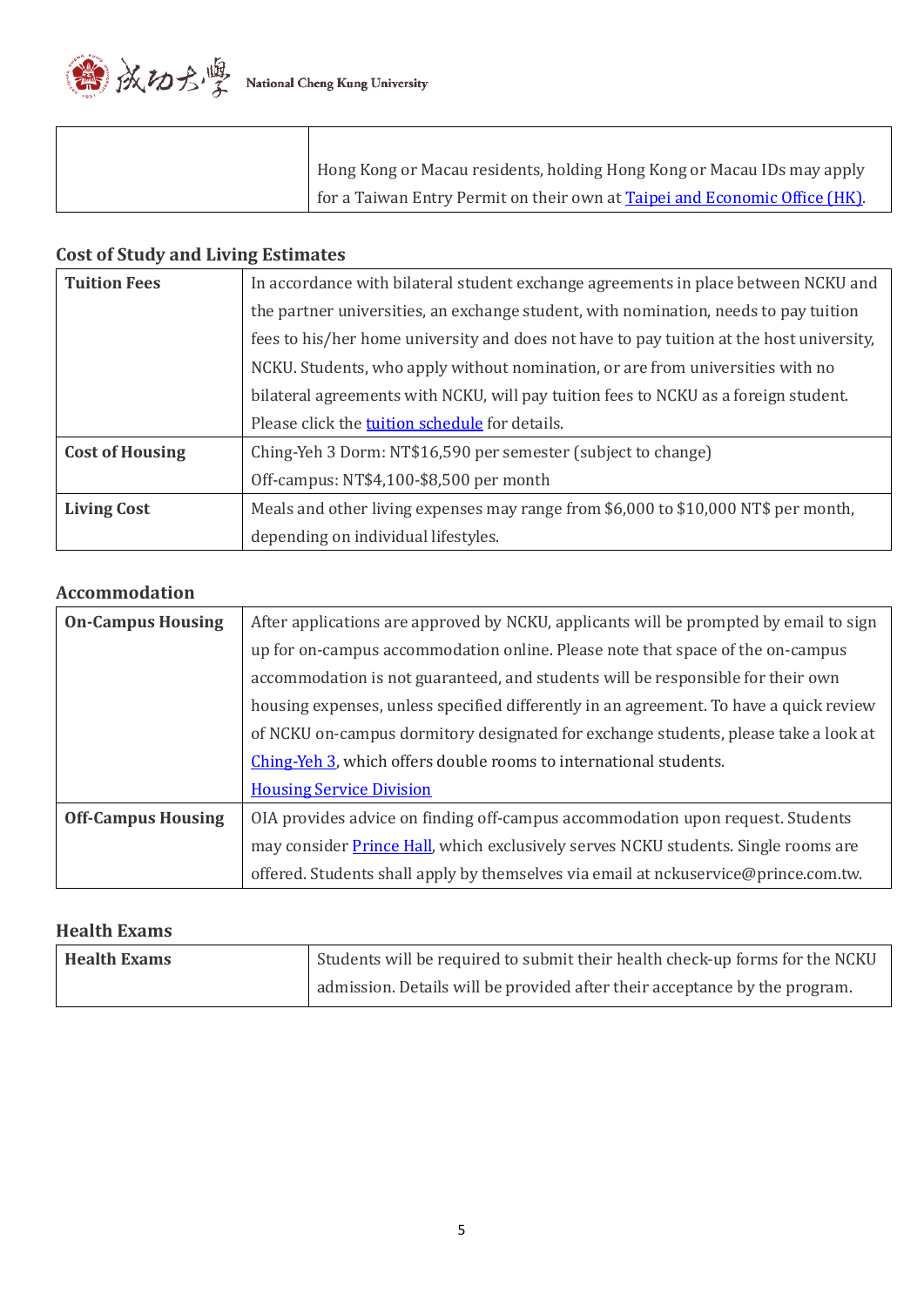| | |
|---|---|
| | Hong Kong or Macau residents, holding Hong Kong or Macau IDs may apply for a Taiwan Entry Permit on their own at Taipei and Economic Office (HK). |

### Cost of Study and Living Estimates

| | |
|---|---|
| **Tuition Fees** | In accordance with bilateral student exchange agreements in place between NCKU and the partner universities, an exchange student, with nomination, needs to pay tuition fees to his/her home university and does not have to pay tuition at the host university, NCKU. Students, who apply without nomination, or are from universities with no bilateral agreements with NCKU, will pay tuition fees to NCKU as a foreign student. Please click the tuition schedule for details. |
| **Cost of Housing** | Ching-Yeh 3 Dorm: NT$16,590 per semester (subject to change)<br>Off-campus: NT$4,100-$8,500 per month |
| **Living Cost** | Meals and other living expenses may range from $6,000 to $10,000 NT$ per month, depending on individual lifestyles. |

### Accommodation

| | |
|---|---|
| **On-Campus Housing** | After applications are approved by NCKU, applicants will be prompted by email to sign up for on-campus accommodation online. Please note that space of the on-campus accommodation is not guaranteed, and students will be responsible for their own housing expenses, unless specified differently in an agreement. To have a quick review of NCKU on-campus dormitory designated for exchange students, please take a look at Ching-Yeh 3, which offers double rooms to international students.<br>Housing Service Division |
| **Off-Campus Housing** | OIA provides advice on finding off-campus accommodation upon request. Students may consider Prince Hall, which exclusively serves NCKU students. Single rooms are offered. Students shall apply by themselves via email at nckuservice@prince.com.tw. |

### Health Exams

| | |
|---|---|
| **Health Exams** | Students will be required to submit their health check-up forms for the NCKU admission. Details will be provided after their acceptance by the program. |